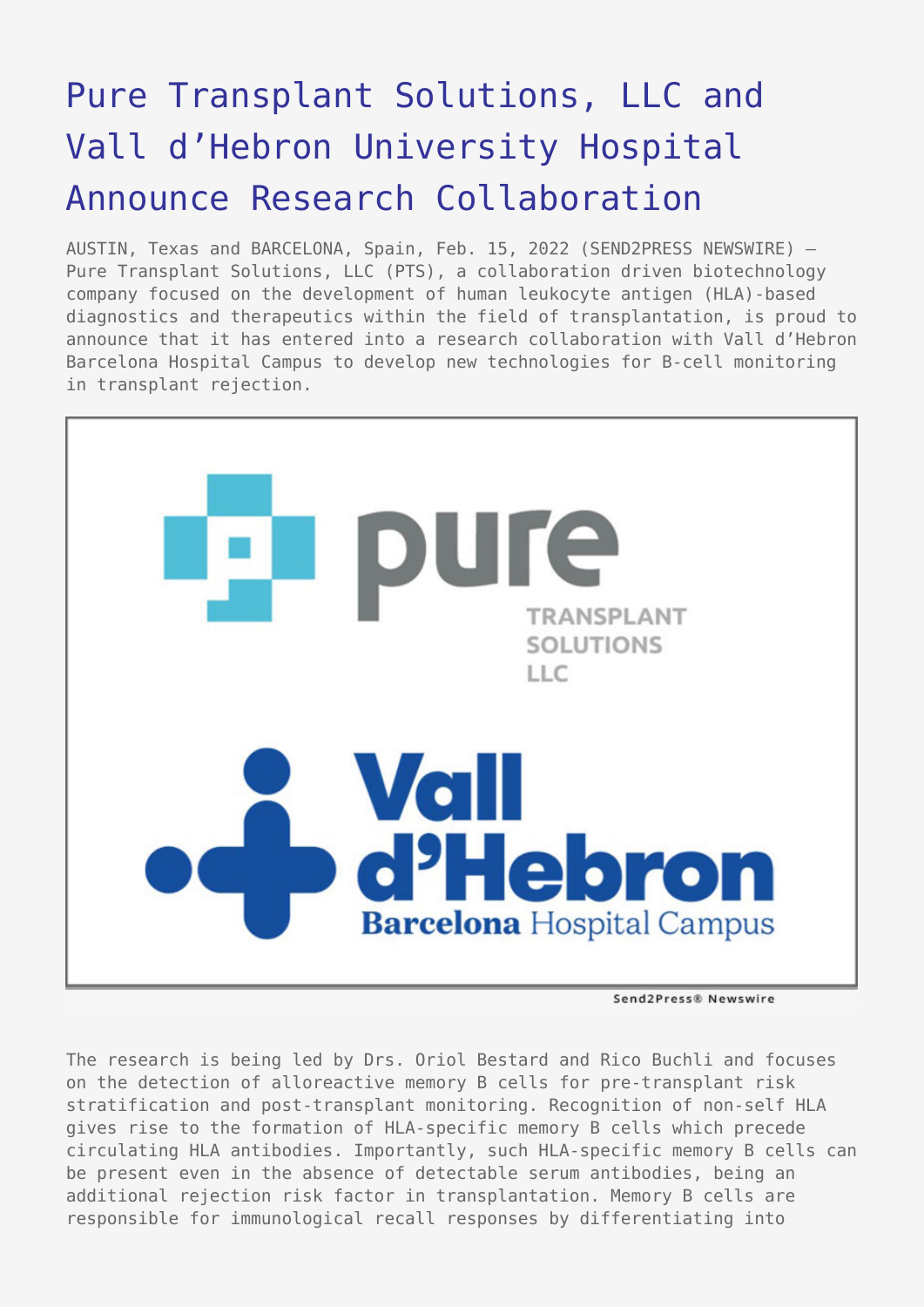# Pure Transplant Solutions, LLC and Vall d'Hebron University Hospital Announce Research Collaboration

AUSTIN, Texas and BARCELONA, Spain, Feb. 15, 2022 (SEND2PRESS NEWSWIRE) — Pure Transplant Solutions, LLC (PTS), a collaboration driven biotechnology company focused on the development of human leukocyte antigen (HLA)-based diagnostics and therapeutics within the field of transplantation, is proud to announce that it has entered into a research collaboration with Vall d'Hebron Barcelona Hospital Campus to develop new technologies for B-cell monitoring in transplant rejection.

The research is being led by Drs. Oriol Bestard and Rico Buchli and focuses on the detection of alloreactive memory B cells for pre-transplant risk stratification and post-transplant monitoring. Recognition of non-self HLA gives rise to the formation of HLA-specific memory B cells which precede circulating HLA antibodies. Importantly, such HLA-specific memory B cells can be present even in the absence of detectable serum antibodies, being an additional rejection risk factor in transplantation. Memory B cells are responsible for immunological recall responses by differentiating into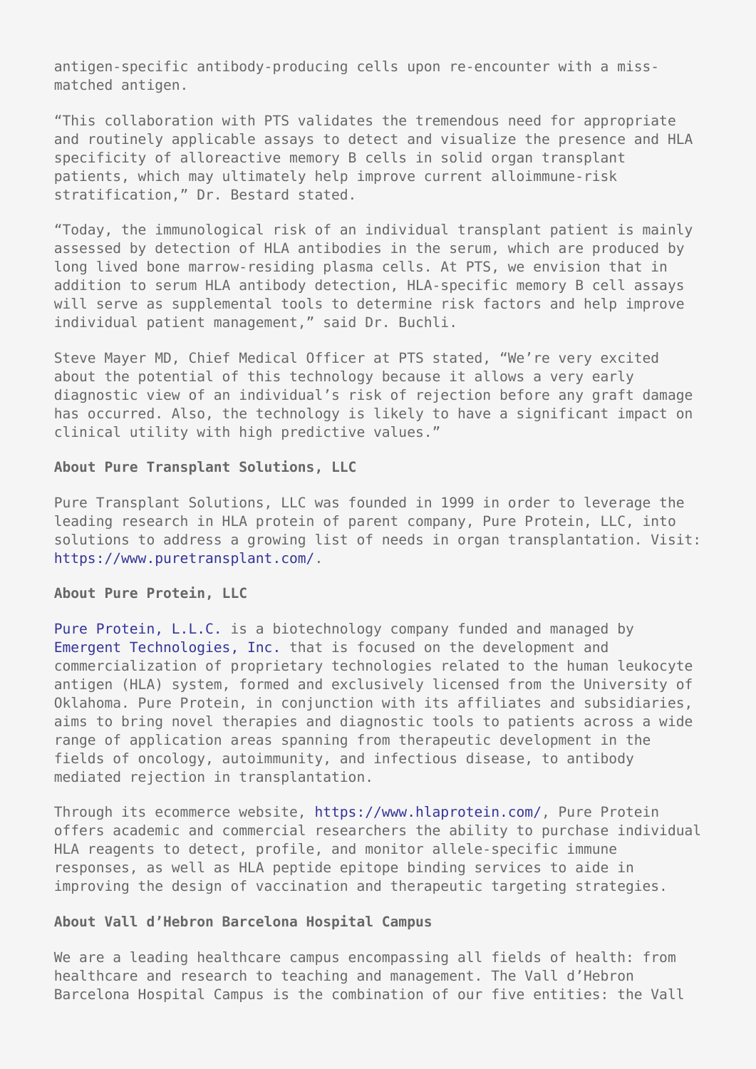antigen-specific antibody-producing cells upon re-encounter with a miss-matched antigen.

“This collaboration with PTS validates the tremendous need for appropriate and routinely applicable assays to detect and visualize the presence and HLA specificity of alloreactive memory B cells in solid organ transplant patients, which may ultimately help improve current alloimmune-risk stratification,” Dr. Bestard stated.

“Today, the immunological risk of an individual transplant patient is mainly assessed by detection of HLA antibodies in the serum, which are produced by long lived bone marrow-residing plasma cells. At PTS, we envision that in addition to serum HLA antibody detection, HLA-specific memory B cell assays will serve as supplemental tools to determine risk factors and help improve individual patient management,” said Dr. Buchli.

Steve Mayer MD, Chief Medical Officer at PTS stated, “We’re very excited about the potential of this technology because it allows a very early diagnostic view of an individual’s risk of rejection before any graft damage has occurred. Also, the technology is likely to have a significant impact on clinical utility with high predictive values.”

**About Pure Transplant Solutions, LLC**

Pure Transplant Solutions, LLC was founded in 1999 in order to leverage the leading research in HLA protein of parent company, Pure Protein, LLC, into solutions to address a growing list of needs in organ transplantation. Visit: https://www.puretransplant.com/.

**About Pure Protein, LLC**

Pure Protein, L.L.C. is a biotechnology company funded and managed by Emergent Technologies, Inc. that is focused on the development and commercialization of proprietary technologies related to the human leukocyte antigen (HLA) system, formed and exclusively licensed from the University of Oklahoma. Pure Protein, in conjunction with its affiliates and subsidiaries, aims to bring novel therapies and diagnostic tools to patients across a wide range of application areas spanning from therapeutic development in the fields of oncology, autoimmunity, and infectious disease, to antibody mediated rejection in transplantation.

Through its ecommerce website, https://www.hlaprotein.com/, Pure Protein offers academic and commercial researchers the ability to purchase individual HLA reagents to detect, profile, and monitor allele-specific immune responses, as well as HLA peptide epitope binding services to aide in improving the design of vaccination and therapeutic targeting strategies.

**About Vall d’Hebron Barcelona Hospital Campus**

We are a leading healthcare campus encompassing all fields of health: from healthcare and research to teaching and management. The Vall d’Hebron Barcelona Hospital Campus is the combination of our five entities: the Vall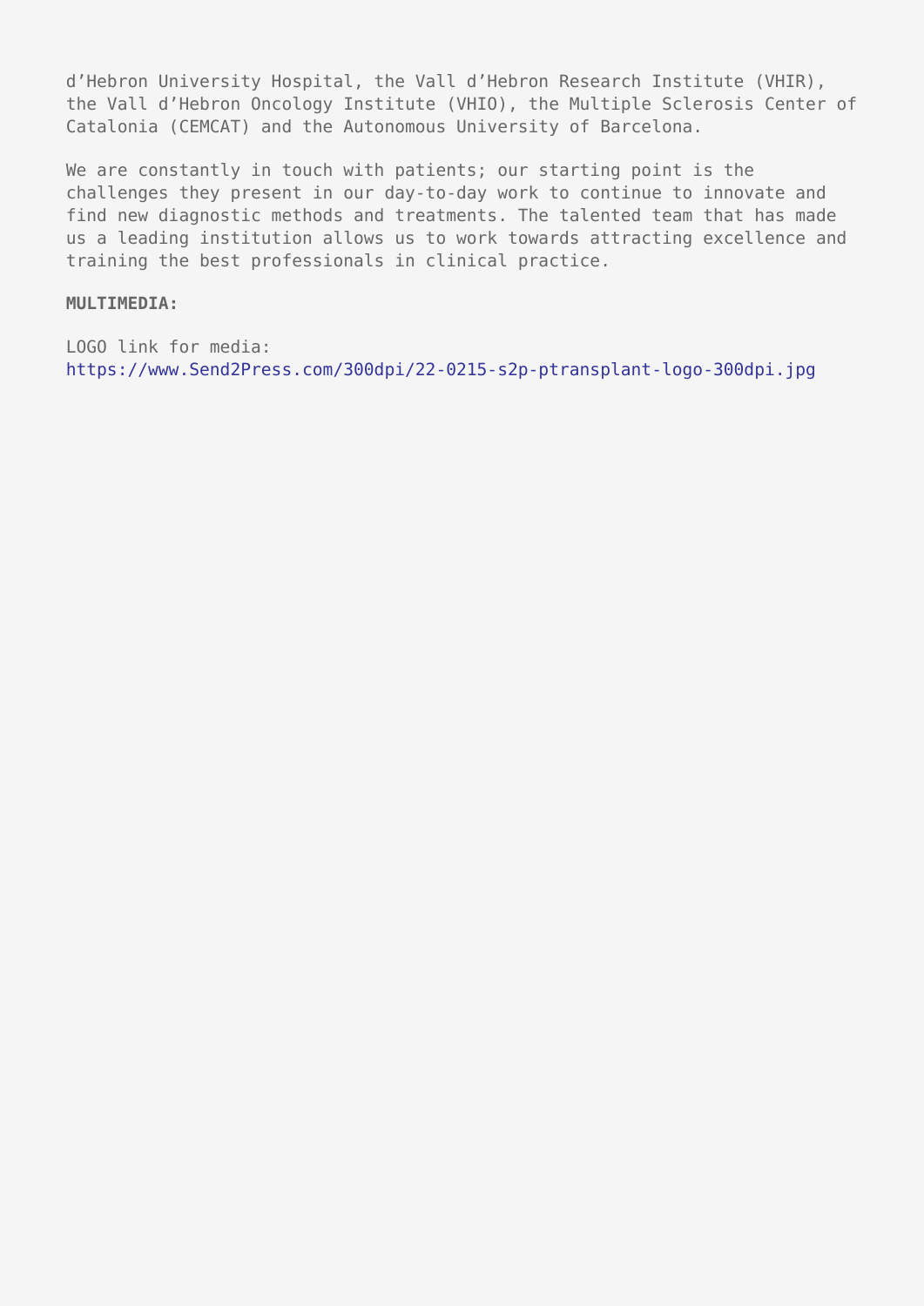d’Hebron University Hospital, the Vall d’Hebron Research Institute (VHIR), the Vall d’Hebron Oncology Institute (VHIO), the Multiple Sclerosis Center of Catalonia (CEMCAT) and the Autonomous University of Barcelona.

We are constantly in touch with patients; our starting point is the challenges they present in our day-to-day work to continue to innovate and find new diagnostic methods and treatments. The talented team that has made us a leading institution allows us to work towards attracting excellence and training the best professionals in clinical practice.

**MULTIMEDIA:**

LOGO link for media:
https://www.Send2Press.com/300dpi/22-0215-s2p-ptransplant-logo-300dpi.jpg